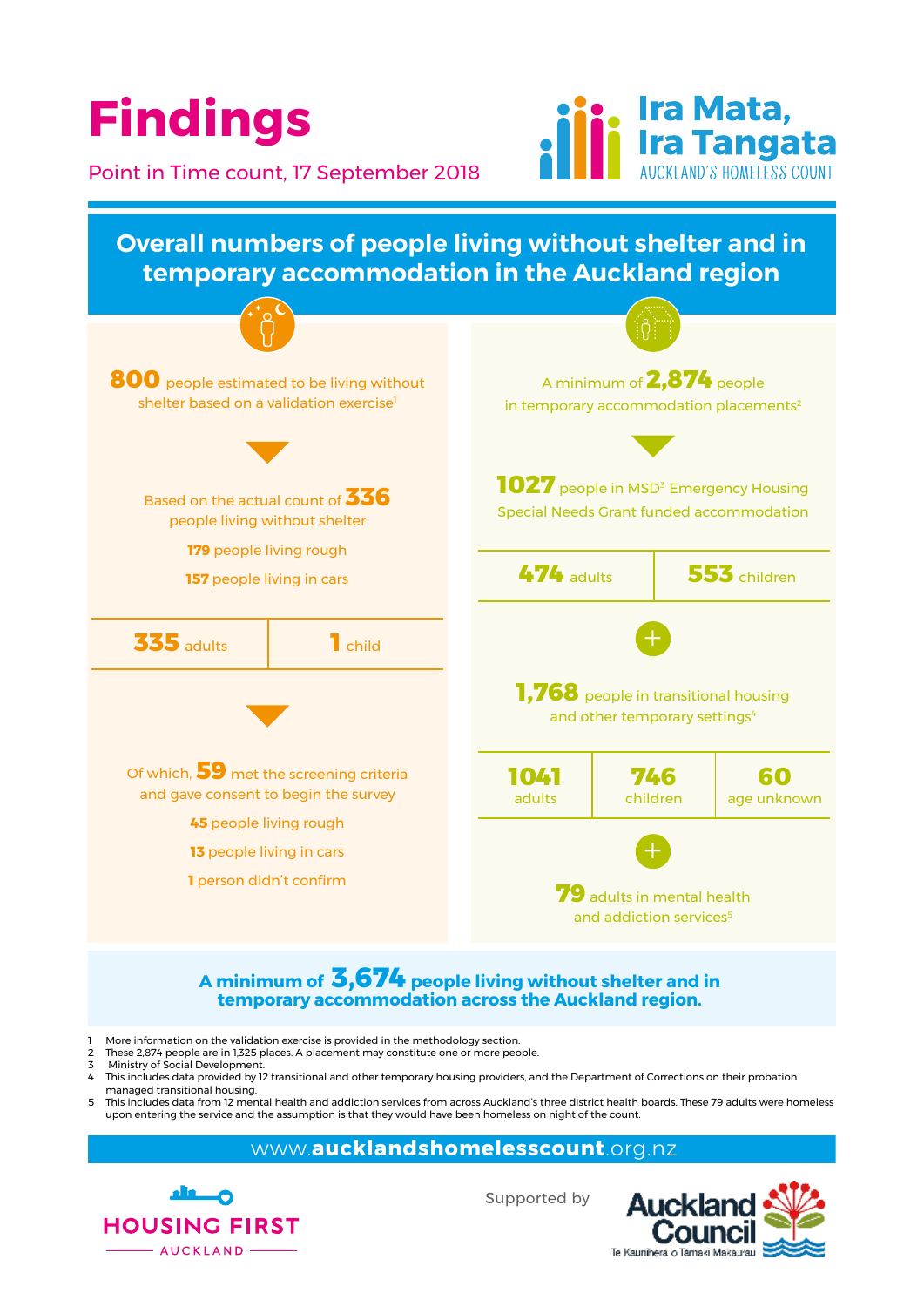# Findings

Point in Time count, 17 September 2018

**Ira Mata, Ira Tangata**
AUCKLAND'S HOMELESS COUNT

## Overall numbers of people living without shelter and in temporary accommodation in the Auckland region

**800** people estimated to be living without shelter based on a validation exercise[1]

Based on the actual count of **336** people living without shelter

**179** people living rough

**157** people living in cars

| **335** adults | **1** child |
|---|---|

Of which, **59** met the screening criteria and gave consent to begin the survey

**45** people living rough

**13** people living in cars

**1** person didn't confirm

A minimum of **2,874** people in temporary accommodation placements[2]

**1027** people in MSD[3] Emergency Housing Special Needs Grant funded accommodation

| **474** adults | **553** children |
|---|---|

\+

**1,768** people in transitional housing and other temporary settings[4]

| **1041** adults | **746** children | **60** age unknown |
|---|---|---|

\+

**79** adults in mental health and addiction services[5]

**A minimum of 3,674 people living without shelter and in temporary accommodation across the Auckland region.**

1. More information on the validation exercise is provided in the methodology section.
2. These 2,874 people are in 1,325 places. A placement may constitute one or more people.
3. Ministry of Social Development.
4. This includes data provided by 12 transitional and other temporary housing providers, and the Department of Corrections on their probation managed transitional housing.
5. This includes data from 12 mental health and addiction services from across Auckland's three district health boards. These 79 adults were homeless upon entering the service and the assumption is that they would have been homeless on night of the count.

www.aucklandshomelesscount.org.nz

HOUSING FIRST AUCKLAND

Supported by Auckland Council Te Kaunihera o Tāmaki Makaurau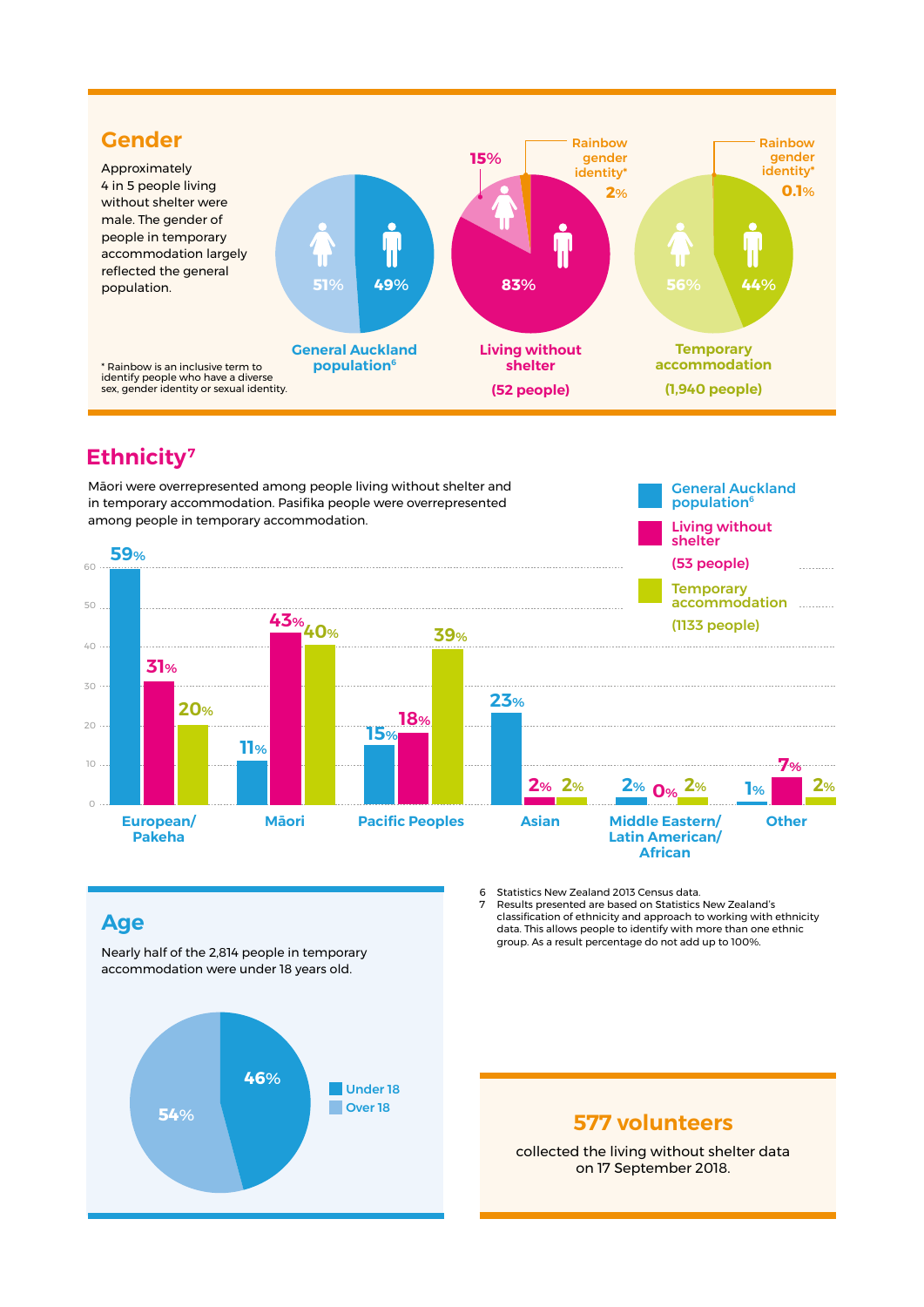## Gender

Approximately 4 in 5 people living without shelter were male. The gender of people in temporary accommodation largely reflected the general population.

| | Female | Male | Rainbow gender identity* |
|---|---|---|---|
| General Auckland population[6] | 51% | 49% | |
| Living without shelter (52 people) | 15% | 83% | 2% |
| Temporary accommodation (1,940 people) | 56% | 44% | 0.1% |

\* Rainbow is an inclusive term to identify people who have a diverse sex, gender identity or sexual identity.

## Ethnicity[7]

Māori were overrepresented among people living without shelter and in temporary accommodation. Pasifika people were overrepresented among people in temporary accommodation.

| | General Auckland population[6] | Living without shelter (53 people) | Temporary accommodation (1133 people) |
|---|---|---|---|
| European/ Pakeha | 59% | 31% | 20% |
| Māori | 11% | 43% | 40% |
| Pacific Peoples | 15% | 18% | 39% |
| Asian | 23% | 2% | 2% |
| Middle Eastern/ Latin American/ African | 2% | 0% | 2% |
| Other | 1% | 7% | 2% |

## Age

Nearly half of the 2,814 people in temporary accommodation were under 18 years old.

| | |
|---|---|
| Under 18 | 46% |
| Over 18 | 54% |

6 Statistics New Zealand 2013 Census data.

7 Results presented are based on Statistics New Zealand's classification of ethnicity and approach to working with ethnicity data. This allows people to identify with more than one ethnic group. As a result percentage do not add up to 100%.

**577 volunteers**

collected the living without shelter data on 17 September 2018.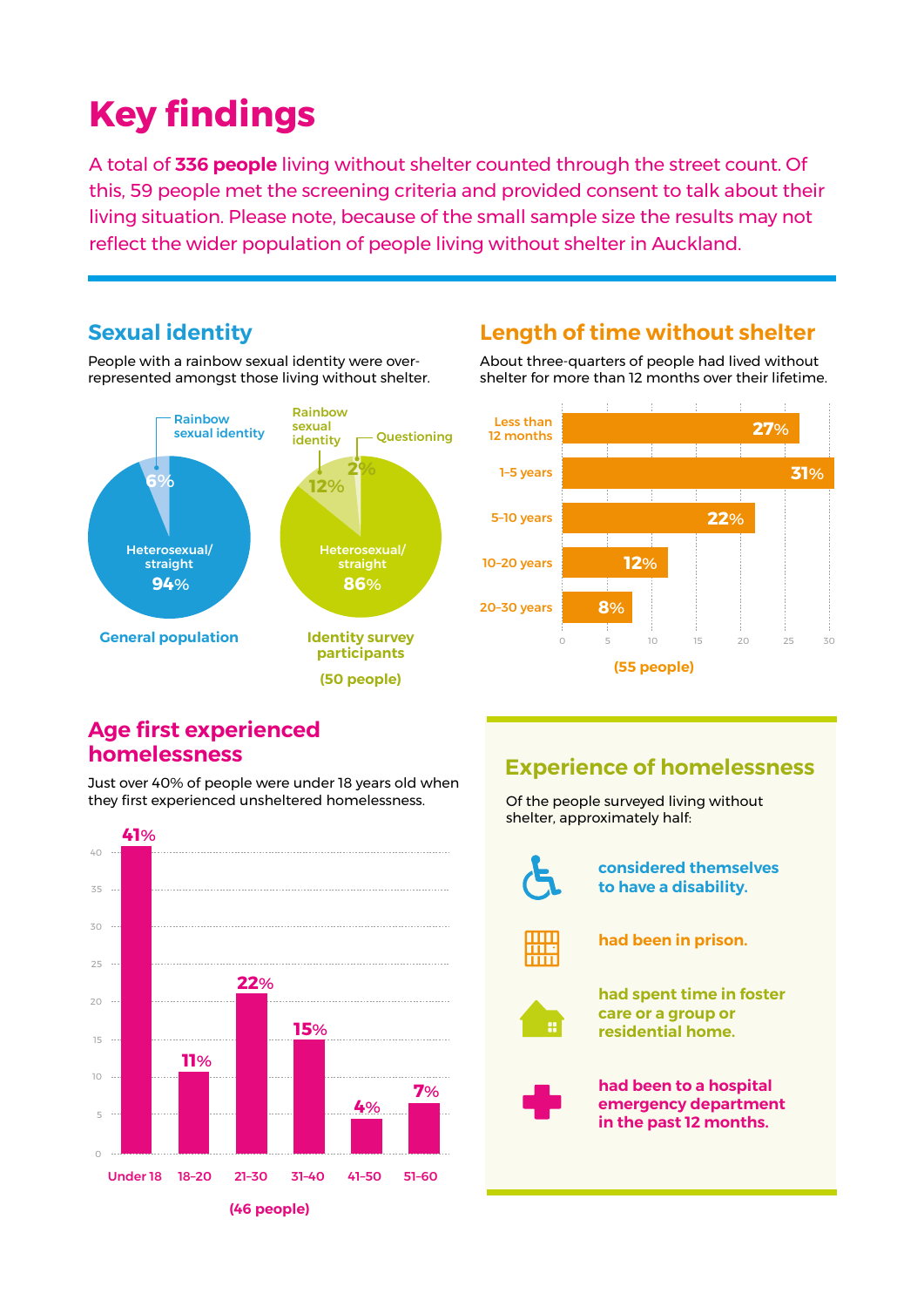# Key findings

A total of **336 people** living without shelter counted through the street count. Of this, 59 people met the screening criteria and provided consent to talk about their living situation. Please note, because of the small sample size the results may not reflect the wider population of people living without shelter in Auckland.

## Sexual identity

People with a rainbow sexual identity were over-represented amongst those living without shelter.

**General population**

| Identity | % |
|---|---|
| Rainbow sexual identity | 6% |
| Heterosexual/straight | 94% |

**Identity survey participants (50 people)**

| Identity | % |
|---|---|
| Rainbow sexual identity | 12% |
| Questioning | 2% |
| Heterosexual/straight | 86% |

## Length of time without shelter

About three-quarters of people had lived without shelter for more than 12 months over their lifetime.

| Length of time | % |
|---|---|
| Less than 12 months | 27% |
| 1-5 years | 31% |
| 5-10 years | 22% |
| 10-20 years | 12% |
| 20-30 years | 8% |

(55 people)

## Age first experienced homelessness

Just over 40% of people were under 18 years old when they first experienced unsheltered homelessness.

| Age | % |
|---|---|
| Under 18 | 41% |
| 18-20 | 11% |
| 21-30 | 22% |
| 31-40 | 15% |
| 41-50 | 4% |
| 51-60 | 7% |

(46 people)

## Experience of homelessness

Of the people surveyed living without shelter, approximately half:

- **considered themselves to have a disability.**
- **had been in prison.**
- **had spent time in foster care or a group or residential home.**
- **had been to a hospital emergency department in the past 12 months.**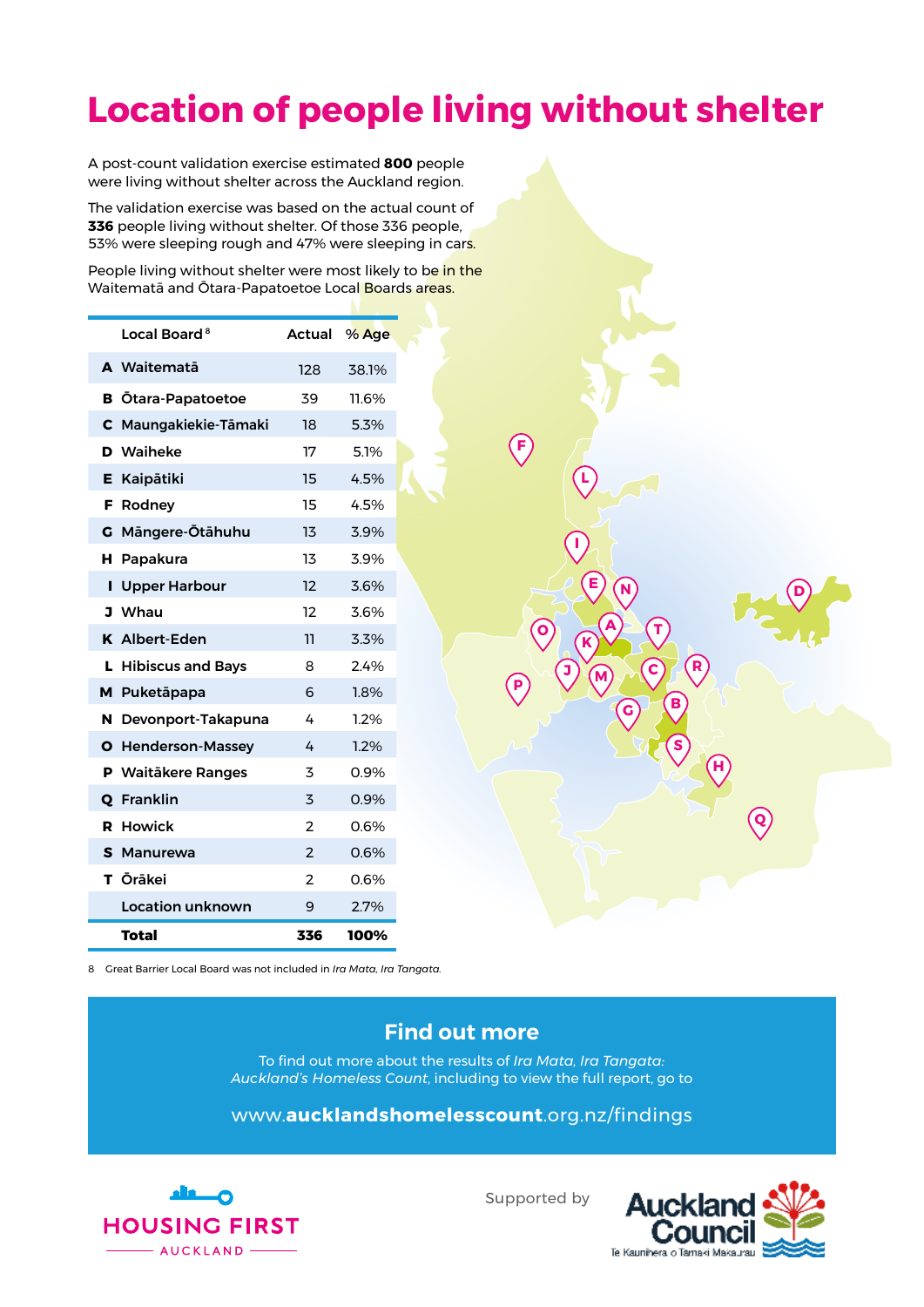# Location of people living without shelter

A post-count validation exercise estimated **800** people were living without shelter across the Auckland region.

The validation exercise was based on the actual count of **336** people living without shelter. Of those 336 people, 53% were sleeping rough and 47% were sleeping in cars.

People living without shelter were most likely to be in the Waitematā and Ōtara-Papatoetoe Local Boards areas.

| | Local Board [8] | Actual | % Age |
|---|---|---|---|
| A | Waitematā | 128 | 38.1% |
| B | Ōtara-Papatoetoe | 39 | 11.6% |
| C | Maungakiekie-Tāmaki | 18 | 5.3% |
| D | Waiheke | 17 | 5.1% |
| E | Kaipātiki | 15 | 4.5% |
| F | Rodney | 15 | 4.5% |
| G | Māngere-Ōtāhuhu | 13 | 3.9% |
| H | Papakura | 13 | 3.9% |
| I | Upper Harbour | 12 | 3.6% |
| J | Whau | 12 | 3.6% |
| K | Albert-Eden | 11 | 3.3% |
| L | Hibiscus and Bays | 8 | 2.4% |
| M | Puketāpapa | 6 | 1.8% |
| N | Devonport-Takapuna | 4 | 1.2% |
| O | Henderson-Massey | 4 | 1.2% |
| P | Waitākere Ranges | 3 | 0.9% |
| Q | Franklin | 3 | 0.9% |
| R | Howick | 2 | 0.6% |
| S | Manurewa | 2 | 0.6% |
| T | Ōrākei | 2 | 0.6% |
| | Location unknown | 9 | 2.7% |
| | **Total** | **336** | **100%** |

F L I E N D O A T K R J M C P G B S H Q

8 Great Barrier Local Board was not included in *Ira Mata, Ira Tangata*.

## Find out more

To find out more about the results of *Ira Mata, Ira Tangata: Auckland's Homeless Count*, including to view the full report, go to

www.**aucklandshomelesscount**.org.nz/findings

HOUSING FIRST AUCKLAND

Supported by

Auckland Council Te Kaunihera o Tāmaki Makaurau